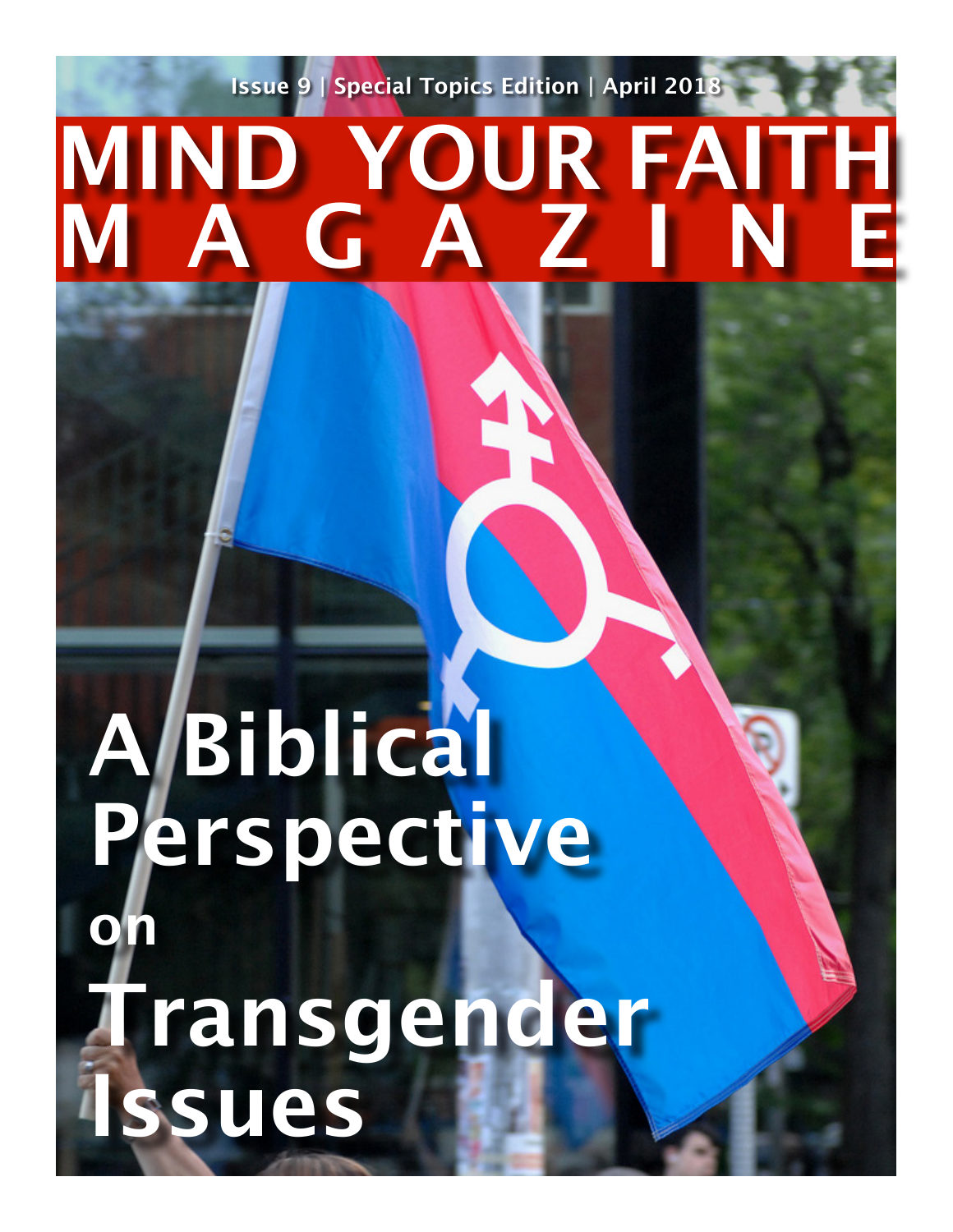Issue 9 | Special Topics Edition | April 2018

# MIND YOUR FAITH MAGAZINE

# A Biblical Perspective on Transgender Issues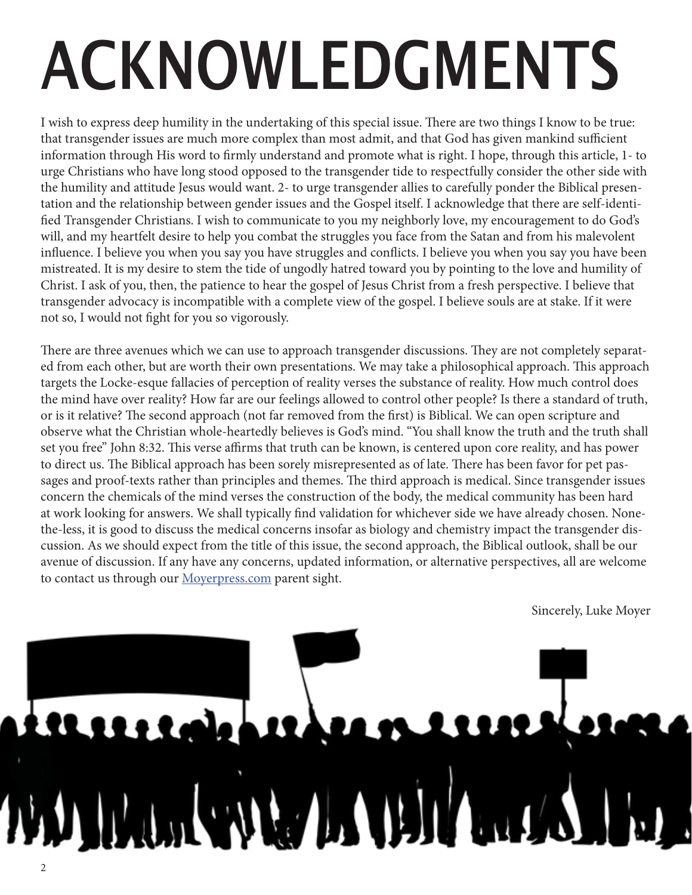# ACKNOWLEDGMENTS

I wish to express deep humility in the undertaking of this special issue. There are two things I know to be true: that transgender issues are much more complex than most admit, and that God has given mankind sufficient information through His word to firmly understand and promote what is right. I hope, through this article, 1- to urge Christians who have long stood opposed to the transgender tide to respectfully consider the other side with the humility and attitude Jesus would want. 2- to urge transgender allies to carefully ponder the Biblical presentation and the relationship between gender issues and the Gospel itself. I acknowledge that there are self-identified Transgender Christians. I wish to communicate to you my neighborly love, my encouragement to do God's will, and my heartfelt desire to help you combat the struggles you face from the Satan and from his malevolent influence. I believe you when you say you have struggles and conflicts. I believe you when you say you have been mistreated. It is my desire to stem the tide of ungodly hatred toward you by pointing to the love and humility of Christ. I ask of you, then, the patience to hear the gospel of Jesus Christ from a fresh perspective. I believe that transgender advocacy is incompatible with a complete view of the gospel. I believe souls are at stake. If it were not so, I would not fight for you so vigorously.

There are three avenues which we can use to approach transgender discussions. They are not completely separated from each other, but are worth their own presentations. We may take a philosophical approach. This approach targets the Locke-esque fallacies of perception of reality verses the substance of reality. How much control does the mind have over reality? How far are our feelings allowed to control other people? Is there a standard of truth, or is it relative? The second approach (not far removed from the first) is Biblical. We can open scripture and observe what the Christian whole-heartedly believes is God's mind. "You shall know the truth and the truth shall set you free" John 8:32. This verse affirms that truth can be known, is centered upon core reality, and has power to direct us. The Biblical approach has been sorely misrepresented as of late. There has been favor for pet passages and proof-texts rather than principles and themes. The third approach is medical. Since transgender issues concern the chemicals of the mind verses the construction of the body, the medical community has been hard at work looking for answers. We shall typically find validation for whichever side we have already chosen. None-the-less, it is good to discuss the medical concerns insofar as biology and chemistry impact the transgender discussion. As we should expect from the title of this issue, the second approach, the Biblical outlook, shall be our avenue of discussion. If any have any concerns, updated information, or alternative perspectives, all are welcome to contact us through our [Moyerpress.com](Moyerpress.com) parent sight.

Sincerely, Luke Moyer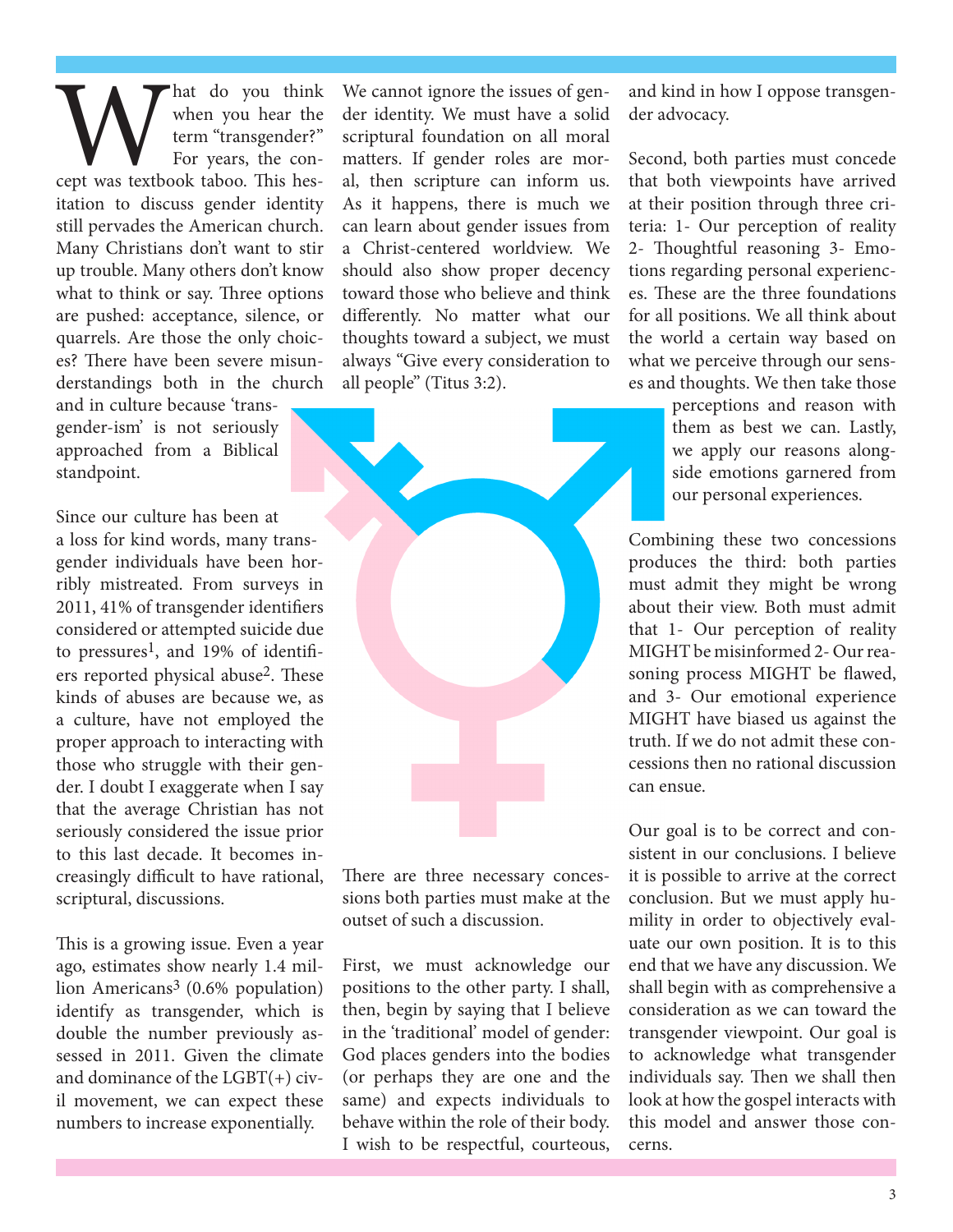What do you think when you hear the term "transgender?" For years, the concept was textbook taboo. This hesitation to discuss gender identity still pervades the American church. Many Christians don't want to stir up trouble. Many others don't know what to think or say. Three options are pushed: acceptance, silence, or quarrels. Are those the only choices? There have been severe misunderstandings both in the church and in culture because 'transgender-ism' is not seriously approached from a Biblical standpoint.

Since our culture has been at a loss for kind words, many transgender individuals have been horribly mistreated. From surveys in 2011, 41% of transgender identifiers considered or attempted suicide due to pressures[1], and 19% of identifiers reported physical abuse[2]. These kinds of abuses are because we, as a culture, have not employed the proper approach to interacting with those who struggle with their gender. I doubt I exaggerate when I say that the average Christian has not seriously considered the issue prior to this last decade. It becomes increasingly difficult to have rational, scriptural, discussions.

This is a growing issue. Even a year ago, estimates show nearly 1.4 million Americans[3] (0.6% population) identify as transgender, which is double the number previously assessed in 2011. Given the climate and dominance of the LGBT(+) civil movement, we can expect these numbers to increase exponentially.

We cannot ignore the issues of gender identity. We must have a solid scriptural foundation on all moral matters. If gender roles are moral, then scripture can inform us. As it happens, there is much we can learn about gender issues from a Christ-centered worldview. We should also show proper decency toward those who believe and think differently. No matter what our thoughts toward a subject, we must always "Give every consideration to all people" (Titus 3:2).

There are three necessary concessions both parties must make at the outset of such a discussion.

First, we must acknowledge our positions to the other party. I shall, then, begin by saying that I believe in the 'traditional' model of gender: God places genders into the bodies (or perhaps they are one and the same) and expects individuals to behave within the role of their body. I wish to be respectful, courteous, and kind in how I oppose transgender advocacy.

Second, both parties must concede that both viewpoints have arrived at their position through three criteria: 1- Our perception of reality 2- Thoughtful reasoning 3- Emotions regarding personal experiences. These are the three foundations for all positions. We all think about the world a certain way based on what we perceive through our senses and thoughts. We then take those perceptions and reason with them as best we can. Lastly, we apply our reasons alongside emotions garnered from our personal experiences.

Combining these two concessions produces the third: both parties must admit they might be wrong about their view. Both must admit that 1- Our perception of reality MIGHT be misinformed 2- Our reasoning process MIGHT be flawed, and 3- Our emotional experience MIGHT have biased us against the truth. If we do not admit these concessions then no rational discussion can ensue.

Our goal is to be correct and consistent in our conclusions. I believe it is possible to arrive at the correct conclusion. But we must apply humility in order to objectively evaluate our own position. It is to this end that we have any discussion. We shall begin with as comprehensive a consideration as we can toward the transgender viewpoint. Our goal is to acknowledge what transgender individuals say. Then we shall then look at how the gospel interacts with this model and answer those concerns.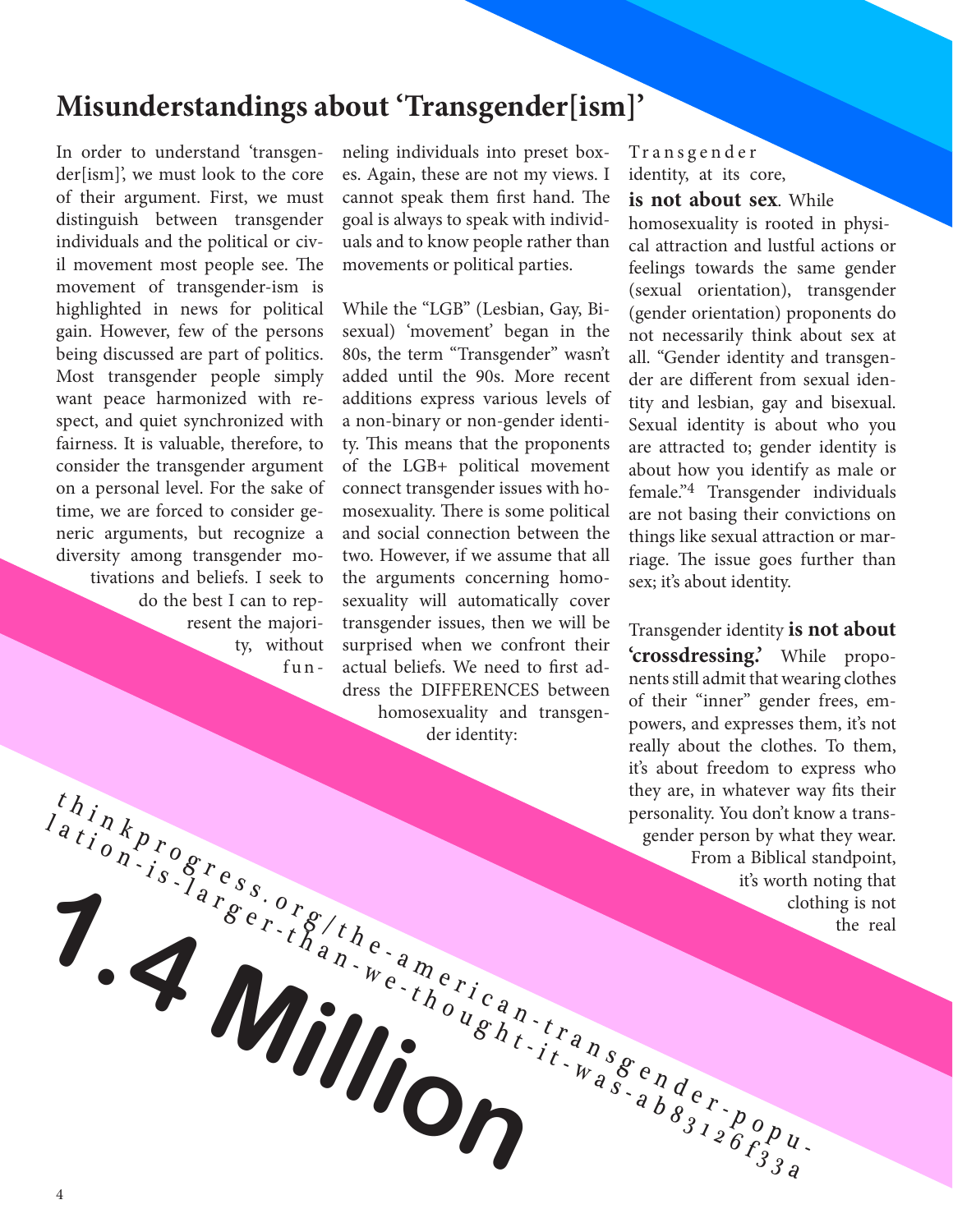# Misunderstandings about 'Transgender[ism]'

In order to understand 'transgender[ism]', we must look to the core of their argument. First, we must distinguish between transgender individuals and the political or civil movement most people see. The movement of transgender-ism is highlighted in news for political gain. However, few of the persons being discussed are part of politics. Most transgender people simply want peace harmonized with respect, and quiet synchronized with fairness. It is valuable, therefore, to consider the transgender argument on a personal level. For the sake of time, we are forced to consider generic arguments, but recognize a diversity among transgender motivations and beliefs. I seek to do the best I can to represent the majority, without funneling individuals into preset boxes. Again, these are not my views. I cannot speak them first hand. The goal is always to speak with individuals and to know people rather than movements or political parties.

While the "LGB" (Lesbian, Gay, Bisexual) 'movement' began in the 80s, the term "Transgender" wasn't added until the 90s. More recent additions express various levels of a non-binary or non-gender identity. This means that the proponents of the LGB+ political movement connect transgender issues with homosexuality. There is some political and social connection between the two. However, if we assume that all the arguments concerning homosexuality will automatically cover transgender issues, then we will be surprised when we confront their actual beliefs. We need to first address the DIFFERENCES between homosexuality and transgender identity:

Transgender identity, at its core, **is not about sex**. While homosexuality is rooted in physical attraction and lustful actions or feelings towards the same gender (sexual orientation), transgender (gender orientation) proponents do not necessarily think about sex at all. "Gender identity and transgender are different from sexual identity and lesbian, gay and bisexual. Sexual identity is about who you are attracted to; gender identity is about how you identify as male or female."[4] Transgender individuals are not basing their convictions on things like sexual attraction or marriage. The issue goes further than sex; it's about identity.

Transgender identity **is not about 'crossdressing.'** While proponents still admit that wearing clothes of their "inner" gender frees, empowers, and expresses them, it's not really about the clothes. To them, it's about freedom to express who they are, in whatever way fits their personality. You don't know a transgender person by what they wear. From a Biblical standpoint, it's worth noting that clothing is not the real

**1.4 Million**

thinkprogress.org/the-american-transgender-population-is-larger-than-we-thought-it-was-ab83126f33a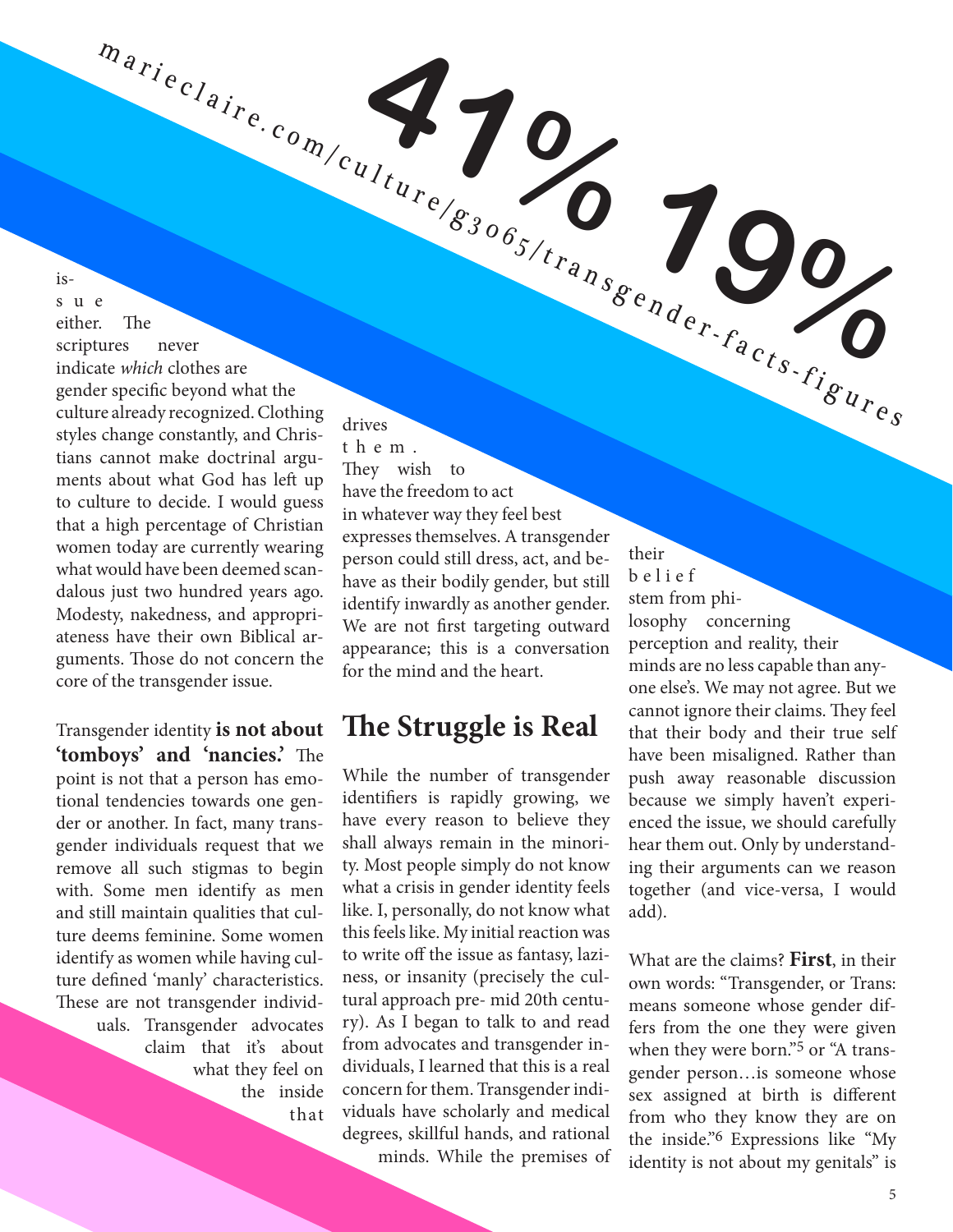marieclaire.com/culture/g3065/transgender-facts-figures

41% 19%

issue either. The scriptures never indicate *which* clothes are gender specific beyond what the culture already recognized. Clothing styles change constantly, and Christians cannot make doctrinal arguments about what God has left up to culture to decide. I would guess that a high percentage of Christian women today are currently wearing what would have been deemed scandalous just two hundred years ago. Modesty, nakedness, and appropriateness have their own Biblical arguments. Those do not concern the core of the transgender issue.

Transgender identity **is not about 'tomboys' and 'nancies.'** The point is not that a person has emotional tendencies towards one gender or another. In fact, many transgender individuals request that we remove all such stigmas to begin with. Some men identify as men and still maintain qualities that culture deems feminine. Some women identify as women while having culture defined 'manly' characteristics. These are not transgender individuals. Transgender advocates claim that it's about what they feel on the inside that drives them. They wish to have the freedom to act in whatever way they feel best expresses themselves. A transgender person could still dress, act, and behave as their bodily gender, but still identify inwardly as another gender. We are not first targeting outward appearance; this is a conversation for the mind and the heart.

## The Struggle is Real

While the number of transgender identifiers is rapidly growing, we have every reason to believe they shall always remain in the minority. Most people simply do not know what a crisis in gender identity feels like. I, personally, do not know what this feels like. My initial reaction was to write off the issue as fantasy, laziness, or insanity (precisely the cultural approach pre- mid 20th century). As I began to talk to and read from advocates and transgender individuals, I learned that this is a real concern for them. Transgender individuals have scholarly and medical degrees, skillful hands, and rational minds. While the premises of their belief stem from philosophy concerning perception and reality, their minds are no less capable than anyone else's. We may not agree. But we cannot ignore their claims. They feel that their body and their true self have been misaligned. Rather than push away reasonable discussion because we simply haven't experienced the issue, we should carefully hear them out. Only by understanding their arguments can we reason together (and vice-versa, I would add).

What are the claims? **First**, in their own words: "Transgender, or Trans: means someone whose gender differs from the one they were given when they were born."[5] or "A transgender person…is someone whose sex assigned at birth is different from who they know they are on the inside."[6] Expressions like "My identity is not about my genitals" is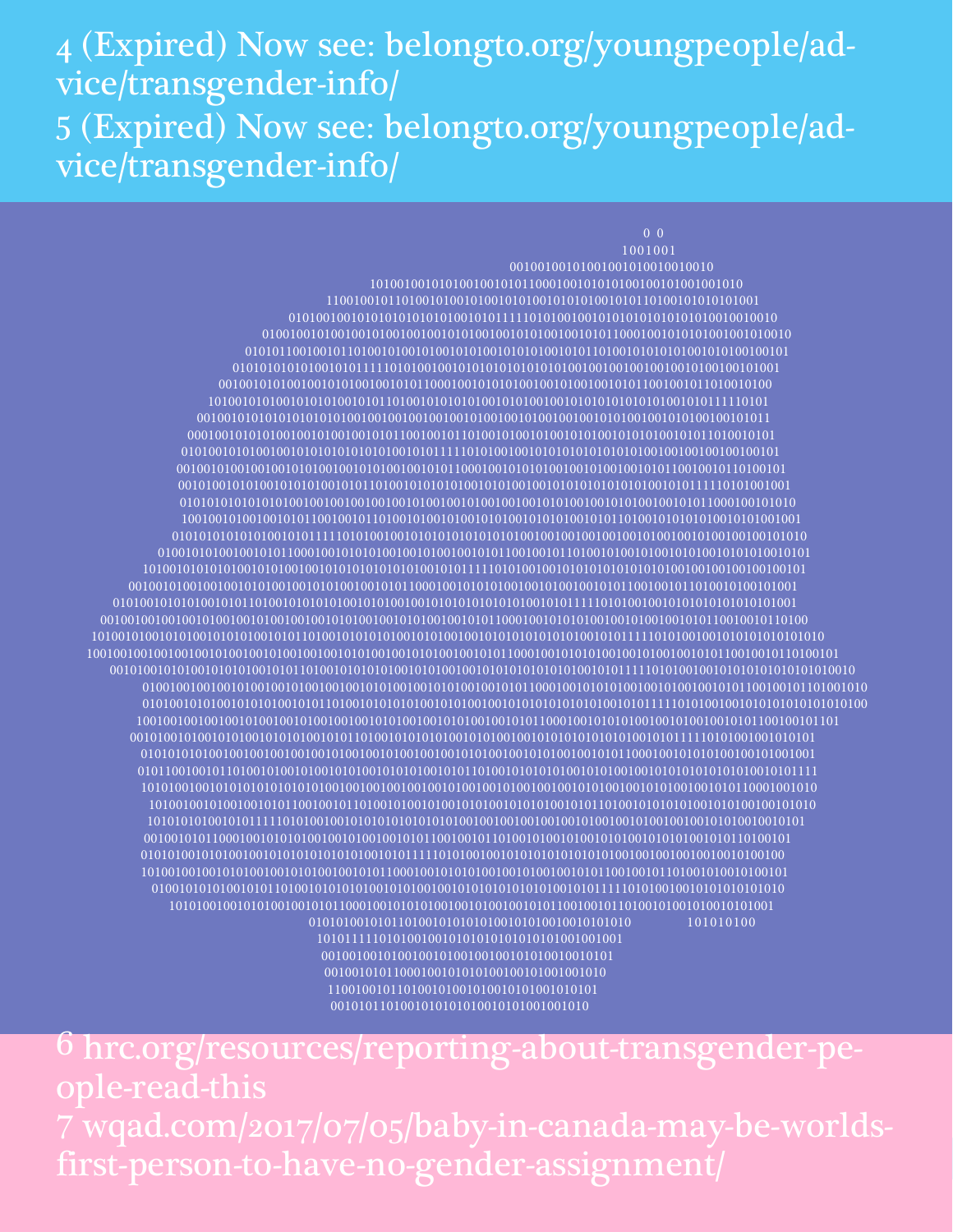4 (Expired) Now see: belongto.org/youngpeople/advice/transgender-info/

5 (Expired) Now see: belongto.org/youngpeople/advice/transgender-info/

6 hrc.org/resources/reporting-about-transgender-people-read-this

7 wqad.com/2017/07/05/baby-in-canada-may-be-worlds-first-person-to-have-no-gender-assignment/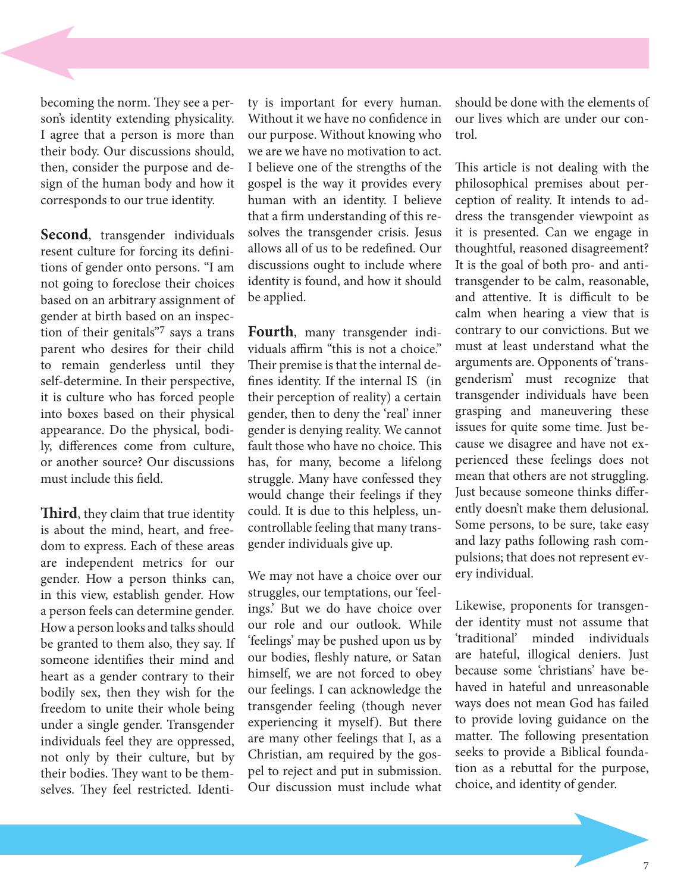becoming the norm. They see a person's identity extending physicality. I agree that a person is more than their body. Our discussions should, then, consider the purpose and design of the human body and how it corresponds to our true identity.

**Second**, transgender individuals resent culture for forcing its definitions of gender onto persons. "I am not going to foreclose their choices based on an arbitrary assignment of gender at birth based on an inspection of their genitals"[7] says a trans parent who desires for their child to remain genderless until they self-determine. In their perspective, it is culture who has forced people into boxes based on their physical appearance. Do the physical, bodily, differences come from culture, or another source? Our discussions must include this field.

**Third**, they claim that true identity is about the mind, heart, and freedom to express. Each of these areas are independent metrics for our gender. How a person thinks can, in this view, establish gender. How a person feels can determine gender. How a person looks and talks should be granted to them also, they say. If someone identifies their mind and heart as a gender contrary to their bodily sex, then they wish for the freedom to unite their whole being under a single gender. Transgender individuals feel they are oppressed, not only by their culture, but by their bodies. They want to be themselves. They feel restricted. Identity is important for every human. Without it we have no confidence in our purpose. Without knowing who we are we have no motivation to act. I believe one of the strengths of the gospel is the way it provides every human with an identity. I believe that a firm understanding of this resolves the transgender crisis. Jesus allows all of us to be redefined. Our discussions ought to include where identity is found, and how it should be applied.

**Fourth**, many transgender individuals affirm "this is not a choice." Their premise is that the internal defines identity. If the internal IS (in their perception of reality) a certain gender, then to deny the 'real' inner gender is denying reality. We cannot fault those who have no choice. This has, for many, become a lifelong struggle. Many have confessed they would change their feelings if they could. It is due to this helpless, uncontrollable feeling that many transgender individuals give up.

We may not have a choice over our struggles, our temptations, our 'feelings.' But we do have choice over our role and our outlook. While 'feelings' may be pushed upon us by our bodies, fleshly nature, or Satan himself, we are not forced to obey our feelings. I can acknowledge the transgender feeling (though never experiencing it myself). But there are many other feelings that I, as a Christian, am required by the gospel to reject and put in submission. Our discussion must include what should be done with the elements of our lives which are under our control.

This article is not dealing with the philosophical premises about perception of reality. It intends to address the transgender viewpoint as it is presented. Can we engage in thoughtful, reasoned disagreement? It is the goal of both pro- and anti-transgender to be calm, reasonable, and attentive. It is difficult to be calm when hearing a view that is contrary to our convictions. But we must at least understand what the arguments are. Opponents of 'transgenderism' must recognize that transgender individuals have been grasping and maneuvering these issues for quite some time. Just because we disagree and have not experienced these feelings does not mean that others are not struggling. Just because someone thinks differently doesn't make them delusional. Some persons, to be sure, take easy and lazy paths following rash compulsions; that does not represent every individual.

Likewise, proponents for transgender identity must not assume that 'traditional' minded individuals are hateful, illogical deniers. Just because some 'christians' have behaved in hateful and unreasonable ways does not mean God has failed to provide loving guidance on the matter. The following presentation seeks to provide a Biblical foundation as a rebuttal for the purpose, choice, and identity of gender.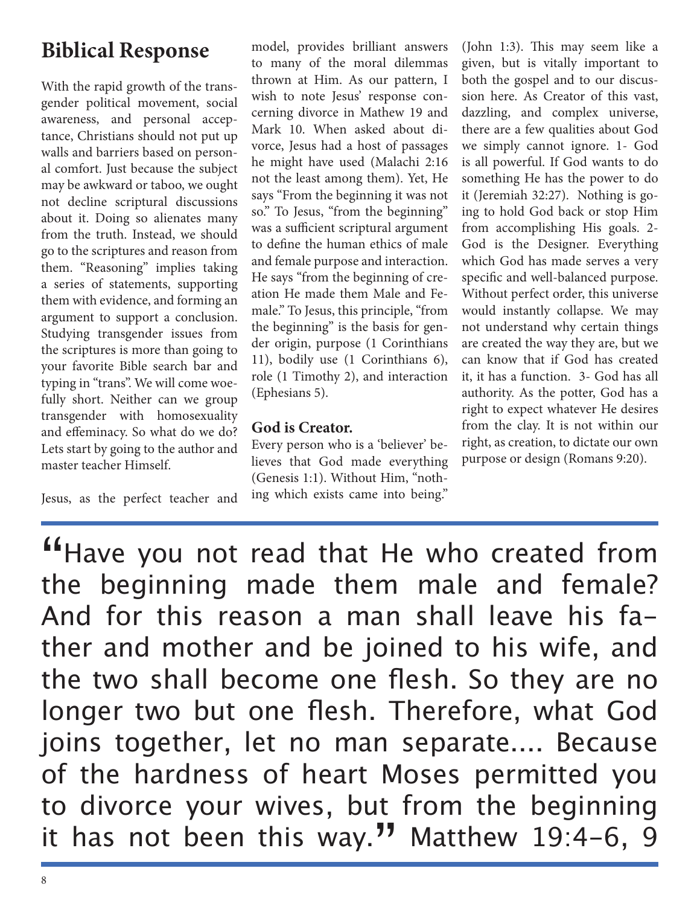## Biblical Response

With the rapid growth of the transgender political movement, social awareness, and personal acceptance, Christians should not put up walls and barriers based on personal comfort. Just because the subject may be awkward or taboo, we ought not decline scriptural discussions about it. Doing so alienates many from the truth. Instead, we should go to the scriptures and reason from them. "Reasoning" implies taking a series of statements, supporting them with evidence, and forming an argument to support a conclusion. Studying transgender issues from the scriptures is more than going to your favorite Bible search bar and typing in "trans". We will come woefully short. Neither can we group transgender with homosexuality and effeminacy. So what do we do? Lets start by going to the author and master teacher Himself.

Jesus, as the perfect teacher and model, provides brilliant answers to many of the moral dilemmas thrown at Him. As our pattern, I wish to note Jesus' response concerning divorce in Mathew 19 and Mark 10. When asked about divorce, Jesus had a host of passages he might have used (Malachi 2:16 not the least among them). Yet, He says "From the beginning it was not so." To Jesus, "from the beginning" was a sufficient scriptural argument to define the human ethics of male and female purpose and interaction. He says "from the beginning of creation He made them Male and Female." To Jesus, this principle, "from the beginning" is the basis for gender origin, purpose (1 Corinthians 11), bodily use (1 Corinthians 6), role (1 Timothy 2), and interaction (Ephesians 5).

**God is Creator.**

Every person who is a 'believer' believes that God made everything (Genesis 1:1). Without Him, "nothing which exists came into being." (John 1:3). This may seem like a given, but is vitally important to both the gospel and to our discussion here. As Creator of this vast, dazzling, and complex universe, there are a few qualities about God we simply cannot ignore. 1- God is all powerful. If God wants to do something He has the power to do it (Jeremiah 32:27). Nothing is going to hold God back or stop Him from accomplishing His goals. 2- God is the Designer. Everything which God has made serves a very specific and well-balanced purpose. Without perfect order, this universe would instantly collapse. We may not understand why certain things are created the way they are, but we can know that if God has created it, it has a function. 3- God has all authority. As the potter, God has a right to expect whatever He desires from the clay. It is not within our right, as creation, to dictate our own purpose or design (Romans 9:20).

---

"Have you not read that He who created from the beginning made them male and female? And for this reason a man shall leave his father and mother and be joined to his wife, and the two shall become one flesh. So they are no longer two but one flesh. Therefore, what God joins together, let no man separate.... Because of the hardness of heart Moses permitted you to divorce your wives, but from the beginning it has not been this way." Matthew 19:4-6, 9

---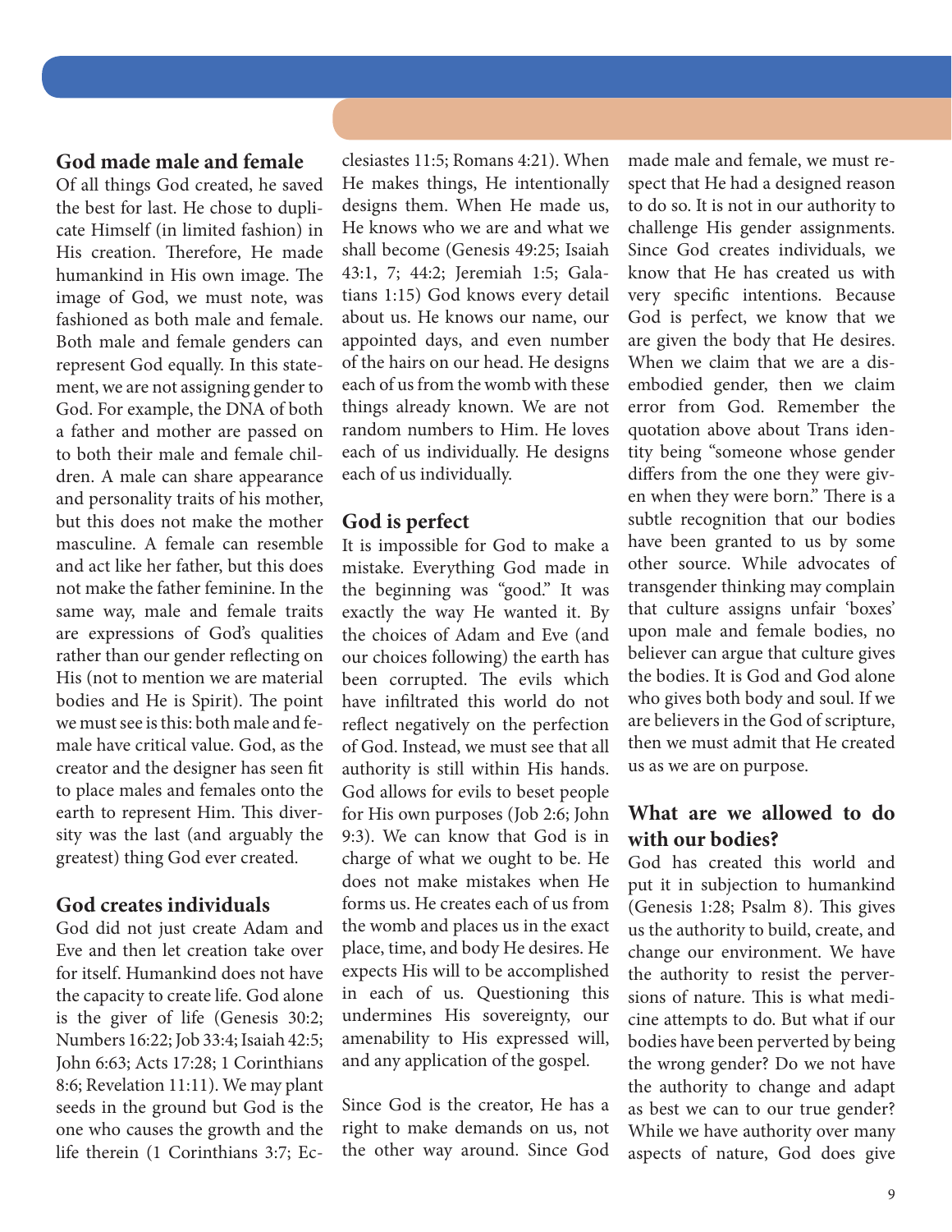## God made male and female

Of all things God created, he saved the best for last. He chose to duplicate Himself (in limited fashion) in His creation. Therefore, He made humankind in His own image. The image of God, we must note, was fashioned as both male and female. Both male and female genders can represent God equally. In this statement, we are not assigning gender to God. For example, the DNA of both a father and mother are passed on to both their male and female children. A male can share appearance and personality traits of his mother, but this does not make the mother masculine. A female can resemble and act like her father, but this does not make the father feminine. In the same way, male and female traits are expressions of God's qualities rather than our gender reflecting on His (not to mention we are material bodies and He is Spirit). The point we must see is this: both male and female have critical value. God, as the creator and the designer has seen fit to place males and females onto the earth to represent Him. This diversity was the last (and arguably the greatest) thing God ever created.

## God creates individuals

God did not just create Adam and Eve and then let creation take over for itself. Humankind does not have the capacity to create life. God alone is the giver of life (Genesis 30:2; Numbers 16:22; Job 33:4; Isaiah 42:5; John 6:63; Acts 17:28; 1 Corinthians 8:6; Revelation 11:11). We may plant seeds in the ground but God is the one who causes the growth and the life therein (1 Corinthians 3:7; Ecclesiastes 11:5; Romans 4:21). When He makes things, He intentionally designs them. When He made us, He knows who we are and what we shall become (Genesis 49:25; Isaiah 43:1, 7; 44:2; Jeremiah 1:5; Galatians 1:15) God knows every detail about us. He knows our name, our appointed days, and even number of the hairs on our head. He designs each of us from the womb with these things already known. We are not random numbers to Him. He loves each of us individually. He designs each of us individually.

## God is perfect

It is impossible for God to make a mistake. Everything God made in the beginning was "good." It was exactly the way He wanted it. By the choices of Adam and Eve (and our choices following) the earth has been corrupted. The evils which have infiltrated this world do not reflect negatively on the perfection of God. Instead, we must see that all authority is still within His hands. God allows for evils to beset people for His own purposes (Job 2:6; John 9:3). We can know that God is in charge of what we ought to be. He does not make mistakes when He forms us. He creates each of us from the womb and places us in the exact place, time, and body He desires. He expects His will to be accomplished in each of us. Questioning this undermines His sovereignty, our amenability to His expressed will, and any application of the gospel.

Since God is the creator, He has a right to make demands on us, not the other way around. Since God made male and female, we must respect that He had a designed reason to do so. It is not in our authority to challenge His gender assignments. Since God creates individuals, we know that He has created us with very specific intentions. Because God is perfect, we know that we are given the body that He desires. When we claim that we are a disembodied gender, then we claim error from God. Remember the quotation above about Trans identity being "someone whose gender differs from the one they were given when they were born." There is a subtle recognition that our bodies have been granted to us by some other source. While advocates of transgender thinking may complain that culture assigns unfair 'boxes' upon male and female bodies, no believer can argue that culture gives the bodies. It is God and God alone who gives both body and soul. If we are believers in the God of scripture, then we must admit that He created us as we are on purpose.

## What are we allowed to do with our bodies?

God has created this world and put it in subjection to humankind (Genesis 1:28; Psalm 8). This gives us the authority to build, create, and change our environment. We have the authority to resist the perversions of nature. This is what medicine attempts to do. But what if our bodies have been perverted by being the wrong gender? Do we not have the authority to change and adapt as best we can to our true gender? While we have authority over many aspects of nature, God does give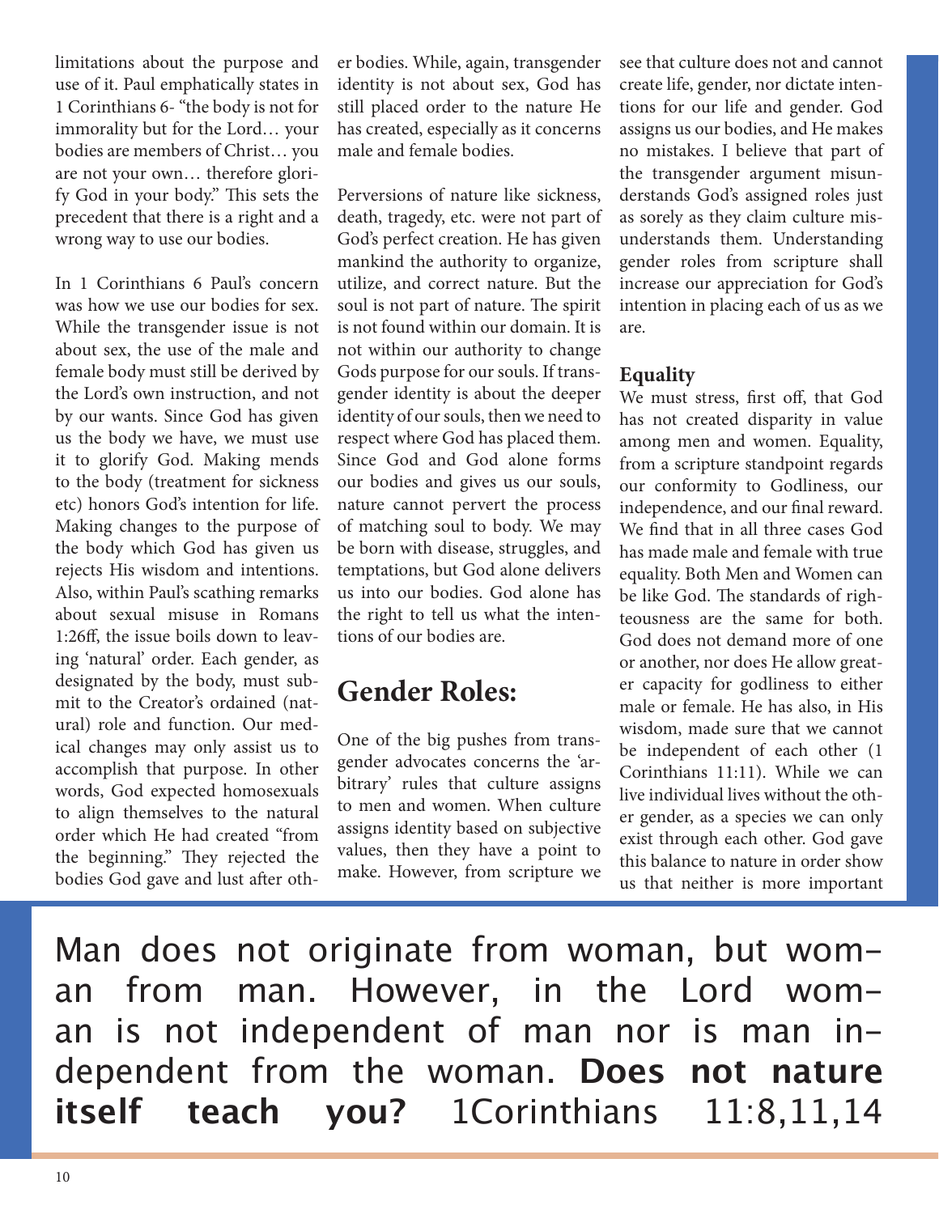limitations about the purpose and use of it. Paul emphatically states in 1 Corinthians 6- "the body is not for immorality but for the Lord… your bodies are members of Christ… you are not your own… therefore glorify God in your body." This sets the precedent that there is a right and a wrong way to use our bodies.

In 1 Corinthians 6 Paul's concern was how we use our bodies for sex. While the transgender issue is not about sex, the use of the male and female body must still be derived by the Lord's own instruction, and not by our wants. Since God has given us the body we have, we must use it to glorify God. Making mends to the body (treatment for sickness etc) honors God's intention for life. Making changes to the purpose of the body which God has given us rejects His wisdom and intentions. Also, within Paul's scathing remarks about sexual misuse in Romans 1:26ff, the issue boils down to leaving 'natural' order. Each gender, as designated by the body, must submit to the Creator's ordained (natural) role and function. Our medical changes may only assist us to accomplish that purpose. In other words, God expected homosexuals to align themselves to the natural order which He had created "from the beginning." They rejected the bodies God gave and lust after other bodies. While, again, transgender identity is not about sex, God has still placed order to the nature He has created, especially as it concerns male and female bodies.

Perversions of nature like sickness, death, tragedy, etc. were not part of God's perfect creation. He has given mankind the authority to organize, utilize, and correct nature. But the soul is not part of nature. The spirit is not found within our domain. It is not within our authority to change Gods purpose for our souls. If transgender identity is about the deeper identity of our souls, then we need to respect where God has placed them. Since God and God alone forms our bodies and gives us our souls, nature cannot pervert the process of matching soul to body. We may be born with disease, struggles, and temptations, but God alone delivers us into our bodies. God alone has the right to tell us what the intentions of our bodies are.

## Gender Roles:

One of the big pushes from transgender advocates concerns the 'arbitrary' rules that culture assigns to men and women. When culture assigns identity based on subjective values, then they have a point to make. However, from scripture we see that culture does not and cannot create life, gender, nor dictate intentions for our life and gender. God assigns us our bodies, and He makes no mistakes. I believe that part of the transgender argument misunderstands God's assigned roles just as sorely as they claim culture misunderstands them. Understanding gender roles from scripture shall increase our appreciation for God's intention in placing each of us as we are.

### Equality

We must stress, first off, that God has not created disparity in value among men and women. Equality, from a scripture standpoint regards our conformity to Godliness, our independence, and our final reward. We find that in all three cases God has made male and female with true equality. Both Men and Women can be like God. The standards of righteousness are the same for both. God does not demand more of one or another, nor does He allow greater capacity for godliness to either male or female. He has also, in His wisdom, made sure that we cannot be independent of each other (1 Corinthians 11:11). While we can live individual lives without the other gender, as a species we can only exist through each other. God gave this balance to nature in order show us that neither is more important

Man does not originate from woman, but woman from man. However, in the Lord woman is not independent of man nor is man independent from the woman. **Does not nature itself teach you?** 1Corinthians 11:8,11,14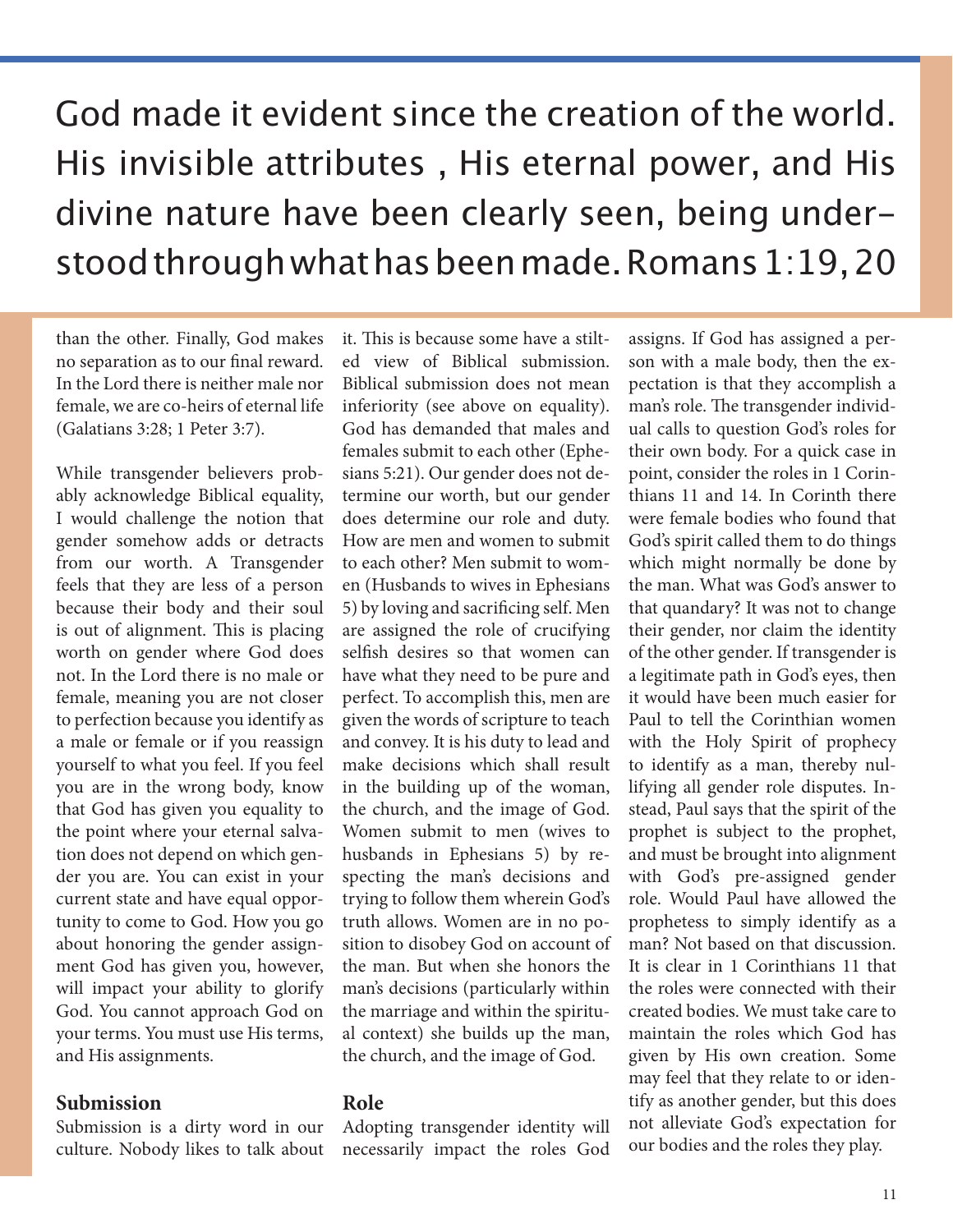> God made it evident since the creation of the world. His invisible attributes , His eternal power, and His divine nature have been clearly seen, being understood through what has been made. Romans 1:19, 20

than the other. Finally, God makes no separation as to our final reward. In the Lord there is neither male nor female, we are co-heirs of eternal life (Galatians 3:28; 1 Peter 3:7).

While transgender believers probably acknowledge Biblical equality, I would challenge the notion that gender somehow adds or detracts from our worth. A Transgender feels that they are less of a person because their body and their soul is out of alignment. This is placing worth on gender where God does not. In the Lord there is no male or female, meaning you are not closer to perfection because you identify as a male or female or if you reassign yourself to what you feel. If you feel you are in the wrong body, know that God has given you equality to the point where your eternal salvation does not depend on which gender you are. You can exist in your current state and have equal opportunity to come to God. How you go about honoring the gender assignment God has given you, however, will impact your ability to glorify God. You cannot approach God on your terms. You must use His terms, and His assignments.

### Submission

Submission is a dirty word in our culture. Nobody likes to talk about it. This is because some have a stilted view of Biblical submission. Biblical submission does not mean inferiority (see above on equality). God has demanded that males and females submit to each other (Ephesians 5:21). Our gender does not determine our worth, but our gender does determine our role and duty. How are men and women to submit to each other? Men submit to women (Husbands to wives in Ephesians 5) by loving and sacrificing self. Men are assigned the role of crucifying selfish desires so that women can have what they need to be pure and perfect. To accomplish this, men are given the words of scripture to teach and convey. It is his duty to lead and make decisions which shall result in the building up of the woman, the church, and the image of God. Women submit to men (wives to husbands in Ephesians 5) by respecting the man's decisions and trying to follow them wherein God's truth allows. Women are in no position to disobey God on account of the man. But when she honors the man's decisions (particularly within the marriage and within the spiritual context) she builds up the man, the church, and the image of God.

### Role

Adopting transgender identity will necessarily impact the roles God assigns. If God has assigned a person with a male body, then the expectation is that they accomplish a man's role. The transgender individual calls to question God's roles for their own body. For a quick case in point, consider the roles in 1 Corinthians 11 and 14. In Corinth there were female bodies who found that God's spirit called them to do things which might normally be done by the man. What was God's answer to that quandary? It was not to change their gender, nor claim the identity of the other gender. If transgender is a legitimate path in God's eyes, then it would have been much easier for Paul to tell the Corinthian women with the Holy Spirit of prophecy to identify as a man, thereby nullifying all gender role disputes. Instead, Paul says that the spirit of the prophet is subject to the prophet, and must be brought into alignment with God's pre-assigned gender role. Would Paul have allowed the prophetess to simply identify as a man? Not based on that discussion. It is clear in 1 Corinthians 11 that the roles were connected with their created bodies. We must take care to maintain the roles which God has given by His own creation. Some may feel that they relate to or identify as another gender, but this does not alleviate God's expectation for our bodies and the roles they play.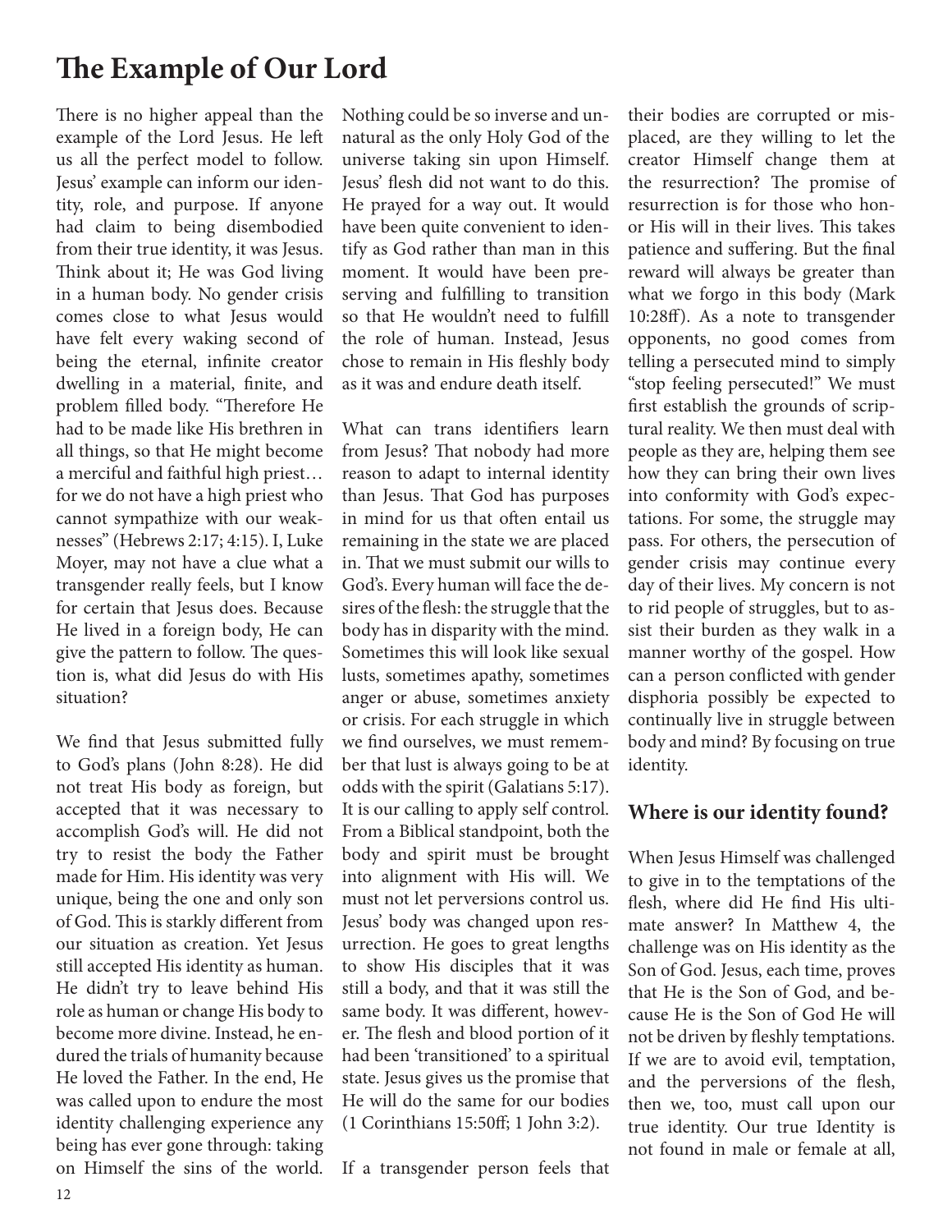# The Example of Our Lord

There is no higher appeal than the example of the Lord Jesus. He left us all the perfect model to follow. Jesus' example can inform our identity, role, and purpose. If anyone had claim to being disembodied from their true identity, it was Jesus. Think about it; He was God living in a human body. No gender crisis comes close to what Jesus would have felt every waking second of being the eternal, infinite creator dwelling in a material, finite, and problem filled body. "Therefore He had to be made like His brethren in all things, so that He might become a merciful and faithful high priest… for we do not have a high priest who cannot sympathize with our weaknesses" (Hebrews 2:17; 4:15). I, Luke Moyer, may not have a clue what a transgender really feels, but I know for certain that Jesus does. Because He lived in a foreign body, He can give the pattern to follow. The question is, what did Jesus do with His situation?

We find that Jesus submitted fully to God's plans (John 8:28). He did not treat His body as foreign, but accepted that it was necessary to accomplish God's will. He did not try to resist the body the Father made for Him. His identity was very unique, being the one and only son of God. This is starkly different from our situation as creation. Yet Jesus still accepted His identity as human. He didn't try to leave behind His role as human or change His body to become more divine. Instead, he endured the trials of humanity because He loved the Father. In the end, He was called upon to endure the most identity challenging experience any being has ever gone through: taking on Himself the sins of the world. Nothing could be so inverse and unnatural as the only Holy God of the universe taking sin upon Himself. Jesus' flesh did not want to do this. He prayed for a way out. It would have been quite convenient to identify as God rather than man in this moment. It would have been preserving and fulfilling to transition so that He wouldn't need to fulfill the role of human. Instead, Jesus chose to remain in His fleshly body as it was and endure death itself.

What can trans identifiers learn from Jesus? That nobody had more reason to adapt to internal identity than Jesus. That God has purposes in mind for us that often entail us remaining in the state we are placed in. That we must submit our wills to God's. Every human will face the desires of the flesh: the struggle that the body has in disparity with the mind. Sometimes this will look like sexual lusts, sometimes apathy, sometimes anger or abuse, sometimes anxiety or crisis. For each struggle in which we find ourselves, we must remember that lust is always going to be at odds with the spirit (Galatians 5:17). It is our calling to apply self control. From a Biblical standpoint, both the body and spirit must be brought into alignment with His will. We must not let perversions control us. Jesus' body was changed upon resurrection. He goes to great lengths to show His disciples that it was still a body, and that it was still the same body. It was different, however. The flesh and blood portion of it had been 'transitioned' to a spiritual state. Jesus gives us the promise that He will do the same for our bodies (1 Corinthians 15:50ff; 1 John 3:2).

If a transgender person feels that their bodies are corrupted or misplaced, are they willing to let the creator Himself change them at the resurrection? The promise of resurrection is for those who honor His will in their lives. This takes patience and suffering. But the final reward will always be greater than what we forgo in this body (Mark 10:28ff). As a note to transgender opponents, no good comes from telling a persecuted mind to simply "stop feeling persecuted!" We must first establish the grounds of scriptural reality. We then must deal with people as they are, helping them see how they can bring their own lives into conformity with God's expectations. For some, the struggle may pass. For others, the persecution of gender crisis may continue every day of their lives. My concern is not to rid people of struggles, but to assist their burden as they walk in a manner worthy of the gospel. How can a person conflicted with gender disphoria possibly be expected to continually live in struggle between body and mind? By focusing on true identity.

## Where is our identity found?

When Jesus Himself was challenged to give in to the temptations of the flesh, where did He find His ultimate answer? In Matthew 4, the challenge was on His identity as the Son of God. Jesus, each time, proves that He is the Son of God, and because He is the Son of God He will not be driven by fleshly temptations. If we are to avoid evil, temptation, and the perversions of the flesh, then we, too, must call upon our true identity. Our true Identity is not found in male or female at all,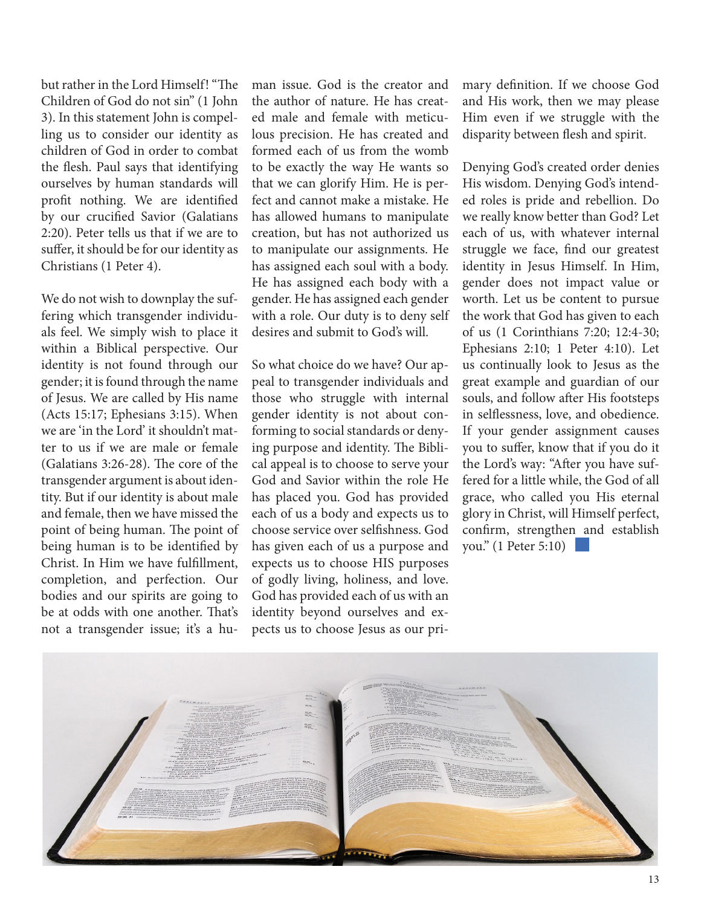but rather in the Lord Himself! "The Children of God do not sin" (1 John 3). In this statement John is compelling us to consider our identity as children of God in order to combat the flesh. Paul says that identifying ourselves by human standards will profit nothing. We are identified by our crucified Savior (Galatians 2:20). Peter tells us that if we are to suffer, it should be for our identity as Christians (1 Peter 4).

We do not wish to downplay the suffering which transgender individuals feel. We simply wish to place it within a Biblical perspective. Our identity is not found through our gender; it is found through the name of Jesus. We are called by His name (Acts 15:17; Ephesians 3:15). When we are 'in the Lord' it shouldn't matter to us if we are male or female (Galatians 3:26-28). The core of the transgender argument is about identity. But if our identity is about male and female, then we have missed the point of being human. The point of being human is to be identified by Christ. In Him we have fulfillment, completion, and perfection. Our bodies and our spirits are going to be at odds with one another. That's not a transgender issue; it's a human issue. God is the creator and the author of nature. He has created male and female with meticulous precision. He has created and formed each of us from the womb to be exactly the way He wants so that we can glorify Him. He is perfect and cannot make a mistake. He has allowed humans to manipulate creation, but has not authorized us to manipulate our assignments. He has assigned each soul with a body. He has assigned each body with a gender. He has assigned each gender with a role. Our duty is to deny self desires and submit to God's will.

So what choice do we have? Our appeal to transgender individuals and those who struggle with internal gender identity is not about conforming to social standards or denying purpose and identity. The Biblical appeal is to choose to serve your God and Savior within the role He has placed you. God has provided each of us a body and expects us to choose service over selfishness. God has given each of us a purpose and expects us to choose HIS purposes of godly living, holiness, and love. God has provided each of us with an identity beyond ourselves and expects us to choose Jesus as our primary definition. If we choose God and His work, then we may please Him even if we struggle with the disparity between flesh and spirit.

Denying God's created order denies His wisdom. Denying God's intended roles is pride and rebellion. Do we really know better than God? Let each of us, with whatever internal struggle we face, find our greatest identity in Jesus Himself. In Him, gender does not impact value or worth. Let us be content to pursue the work that God has given to each of us (1 Corinthians 7:20; 12:4-30; Ephesians 2:10; 1 Peter 4:10). Let us continually look to Jesus as the great example and guardian of our souls, and follow after His footsteps in selflessness, love, and obedience. If your gender assignment causes you to suffer, know that if you do it the Lord's way: "After you have suffered for a little while, the God of all grace, who called you His eternal glory in Christ, will Himself perfect, confirm, strengthen and establish you." (1 Peter 5:10)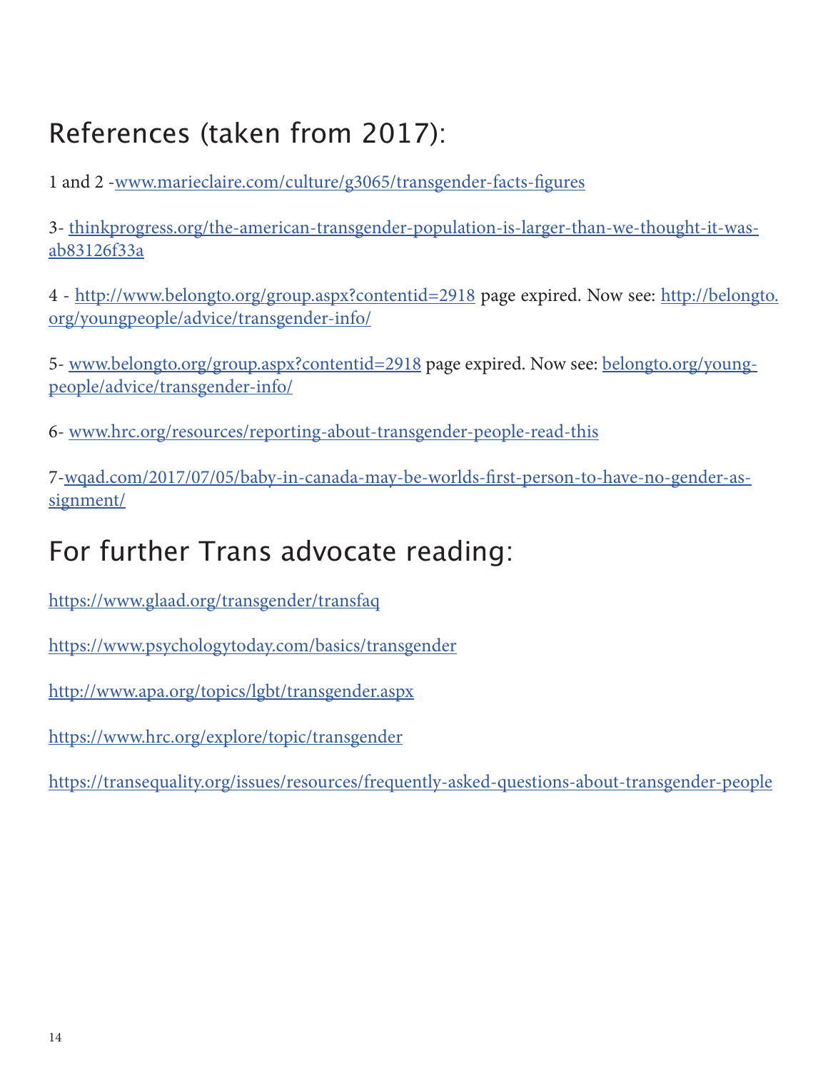## References (taken from 2017):

1 and 2 -www.marieclaire.com/culture/g3065/transgender-facts-figures

3- thinkprogress.org/the-american-transgender-population-is-larger-than-we-thought-it-was-ab83126f33a

4 - http://www.belongto.org/group.aspx?contentid=2918 page expired. Now see: http://belongto.org/youngpeople/advice/transgender-info/

5- www.belongto.org/group.aspx?contentid=2918 page expired. Now see: belongto.org/young-people/advice/transgender-info/

6- www.hrc.org/resources/reporting-about-transgender-people-read-this

7-wqad.com/2017/07/05/baby-in-canada-may-be-worlds-first-person-to-have-no-gender-assignment/

## For further Trans advocate reading:

https://www.glaad.org/transgender/transfaq

https://www.psychologytoday.com/basics/transgender

http://www.apa.org/topics/lgbt/transgender.aspx

https://www.hrc.org/explore/topic/transgender

https://transequality.org/issues/resources/frequently-asked-questions-about-transgender-people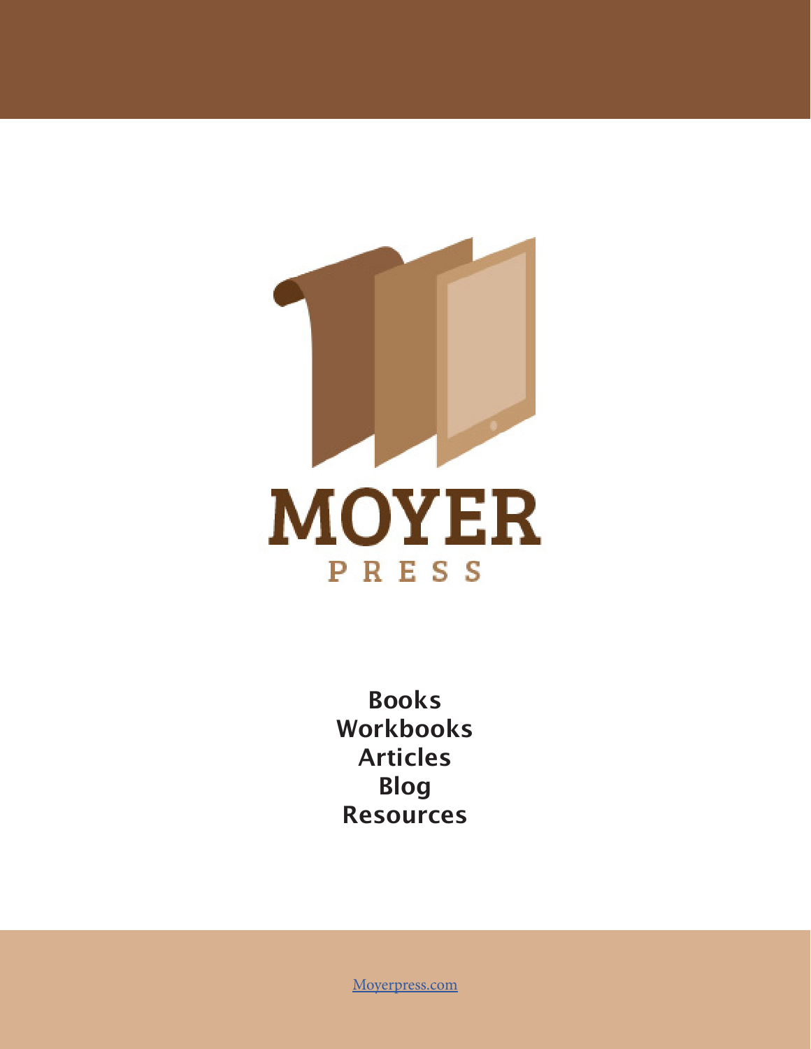MOYER

PRESS

**Books**
**Workbooks**
**Articles**
**Blog**
**Resources**

[Moyerpress.com](Moyerpress.com)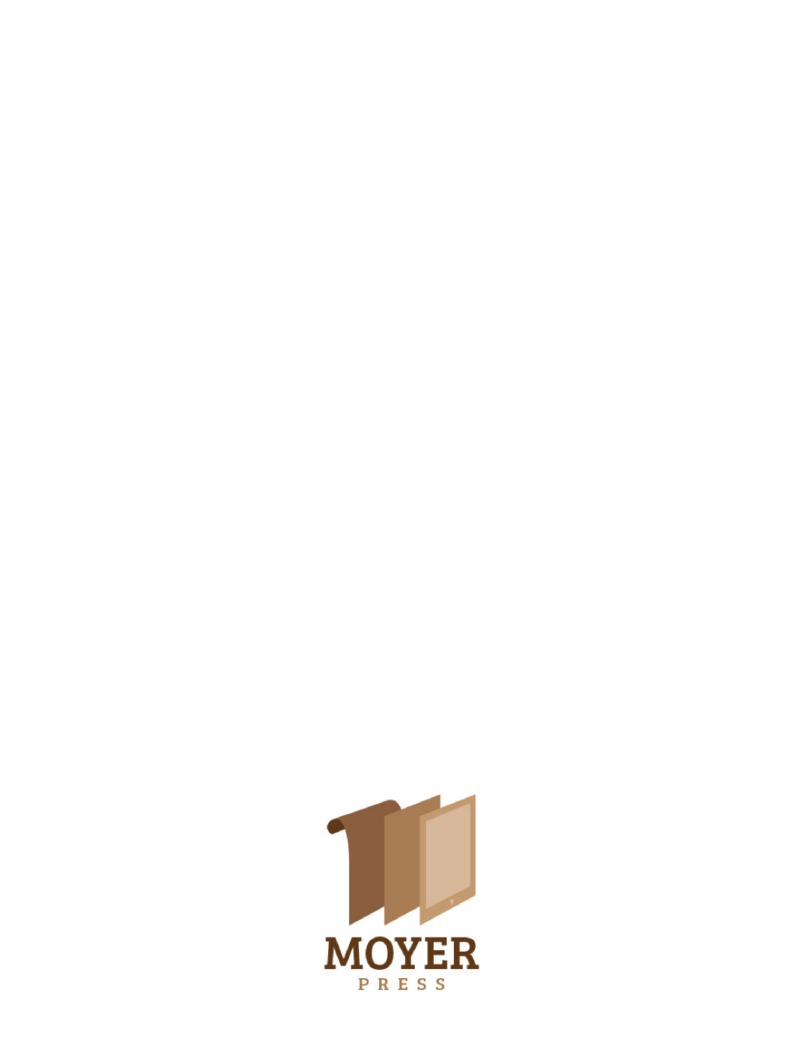MOYER

PRESS